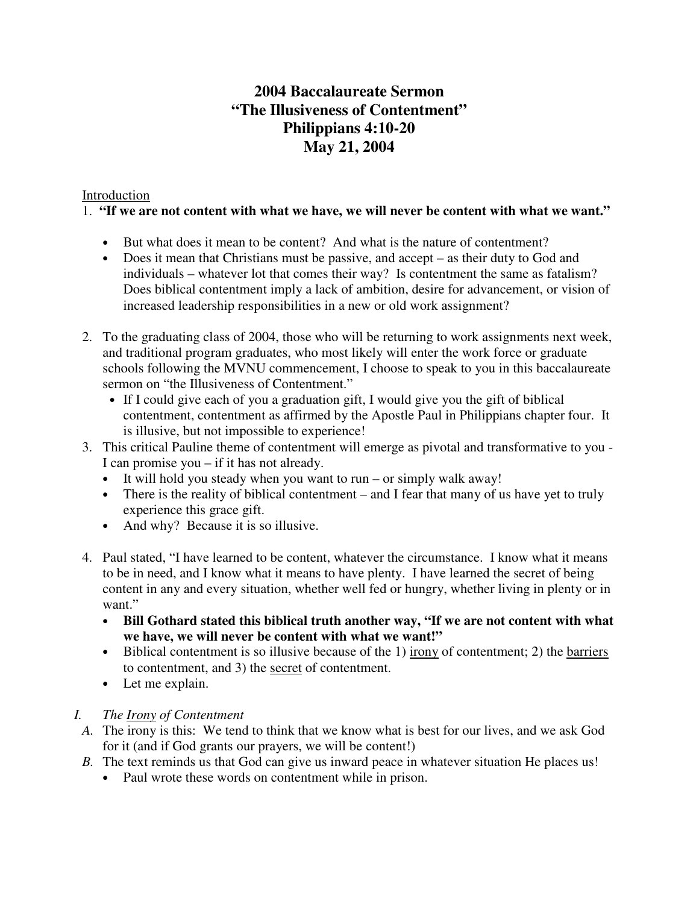# 2004 Baccalaureate Sermon
# "The Illusiveness of Contentment"
# Philippians 4:10-20
# May 21, 2004

Introduction

1. **"If we are not content with what we have, we will never be content with what we want."**

   - But what does it mean to be content? And what is the nature of contentment?
   - Does it mean that Christians must be passive, and accept – as their duty to God and individuals – whatever lot that comes their way? Is contentment the same as fatalism? Does biblical contentment imply a lack of ambition, desire for advancement, or vision of increased leadership responsibilities in a new or old work assignment?

2. To the graduating class of 2004, those who will be returning to work assignments next week, and traditional program graduates, who most likely will enter the work force or graduate schools following the MVNU commencement, I choose to speak to you in this baccalaureate sermon on "the Illusiveness of Contentment."
   - If I could give each of you a graduation gift, I would give you the gift of biblical contentment, contentment as affirmed by the Apostle Paul in Philippians chapter four. It is illusive, but not impossible to experience!
3. This critical Pauline theme of contentment will emerge as pivotal and transformative to you - I can promise you – if it has not already.
   - It will hold you steady when you want to run – or simply walk away!
   - There is the reality of biblical contentment – and I fear that many of us have yet to truly experience this grace gift.
   - And why? Because it is so illusive.

4. Paul stated, "I have learned to be content, whatever the circumstance. I know what it means to be in need, and I know what it means to have plenty. I have learned the secret of being content in any and every situation, whether well fed or hungry, whether living in plenty or in want."
   - **Bill Gothard stated this biblical truth another way, "If we are not content with what we have, we will never be content with what we want!"**
   - Biblical contentment is so illusive because of the 1) irony of contentment; 2) the barriers to contentment, and 3) the secret of contentment.
   - Let me explain.

*I. The Irony of Contentment*

*A.* The irony is this: We tend to think that we know what is best for our lives, and we ask God for it (and if God grants our prayers, we will be content!)

*B.* The text reminds us that God can give us inward peace in whatever situation He places us!
   - Paul wrote these words on contentment while in prison.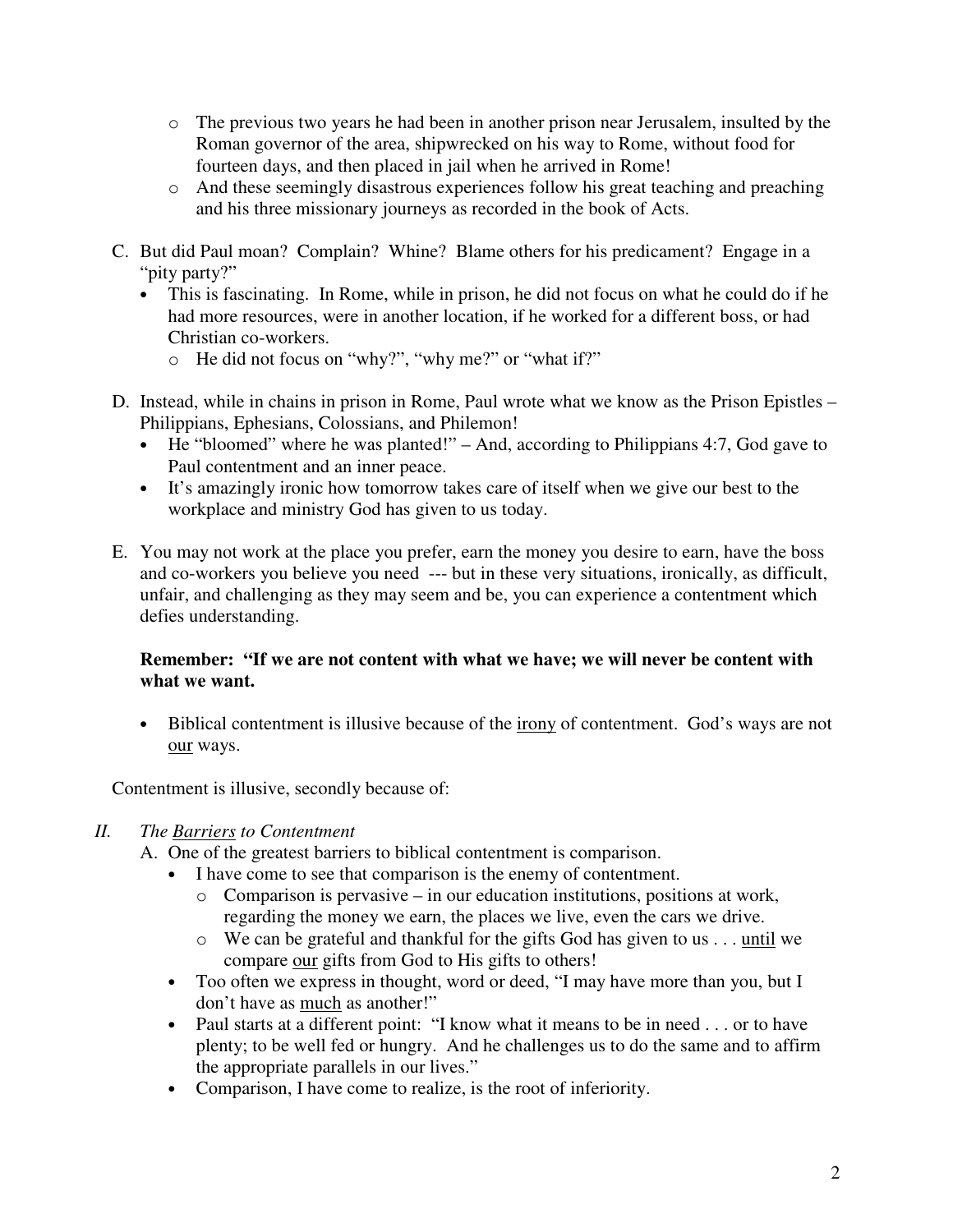- The previous two years he had been in another prison near Jerusalem, insulted by the Roman governor of the area, shipwrecked on his way to Rome, without food for fourteen days, and then placed in jail when he arrived in Rome!
- And these seemingly disastrous experiences follow his great teaching and preaching and his three missionary journeys as recorded in the book of Acts.

C. But did Paul moan? Complain? Whine? Blame others for his predicament? Engage in a "pity party?"
   - This is fascinating. In Rome, while in prison, he did not focus on what he could do if he had more resources, were in another location, if he worked for a different boss, or had Christian co-workers.
     - He did not focus on "why?", "why me?" or "what if?"

D. Instead, while in chains in prison in Rome, Paul wrote what we know as the Prison Epistles – Philippians, Ephesians, Colossians, and Philemon!
   - He "bloomed" where he was planted!" – And, according to Philippians 4:7, God gave to Paul contentment and an inner peace.
   - It's amazingly ironic how tomorrow takes care of itself when we give our best to the workplace and ministry God has given to us today.

E. You may not work at the place you prefer, earn the money you desire to earn, have the boss and co-workers you believe you need --- but in these very situations, ironically, as difficult, unfair, and challenging as they may seem and be, you can experience a contentment which defies understanding.

**Remember: "If we are not content with what we have; we will never be content with what we want.**

- Biblical contentment is illusive because of the <u>irony</u> of contentment. God's ways are not <u>our</u> ways.

Contentment is illusive, secondly because of:

*II. The <u>Barriers</u> to Contentment*

A. One of the greatest barriers to biblical contentment is comparison.
   - I have come to see that comparison is the enemy of contentment.
     - Comparison is pervasive – in our education institutions, positions at work, regarding the money we earn, the places we live, even the cars we drive.
     - We can be grateful and thankful for the gifts God has given to us . . . <u>until</u> we compare <u>our</u> gifts from God to His gifts to others!
   - Too often we express in thought, word or deed, "I may have more than you, but I don't have as <u>much</u> as another!"
   - Paul starts at a different point: "I know what it means to be in need . . . or to have plenty; to be well fed or hungry. And he challenges us to do the same and to affirm the appropriate parallels in our lives."
   - Comparison, I have come to realize, is the root of inferiority.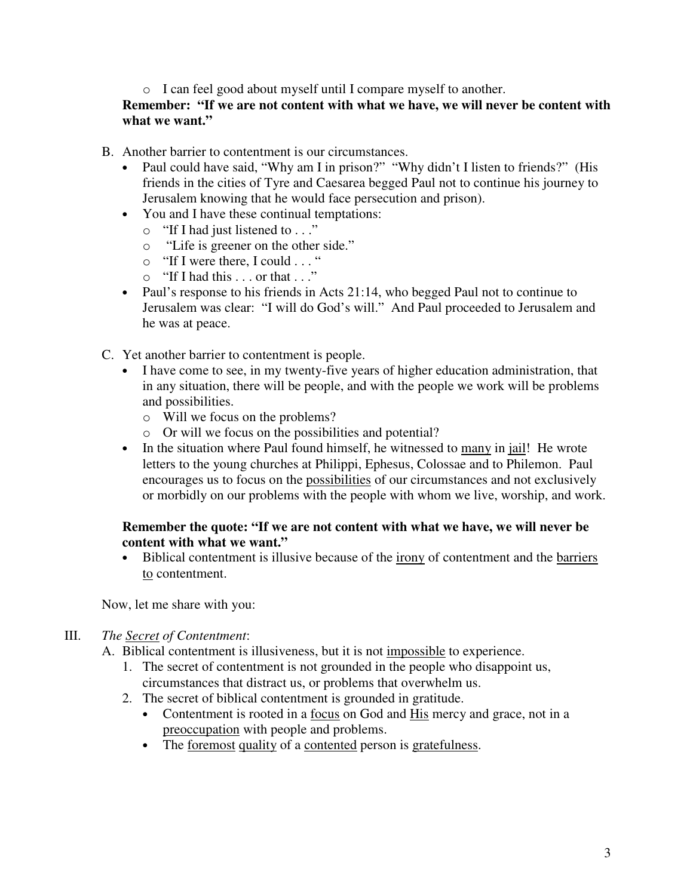- I can feel good about myself until I compare myself to another.

**Remember: "If we are not content with what we have, we will never be content with what we want."**

B. Another barrier to contentment is our circumstances.

- Paul could have said, "Why am I in prison?" "Why didn't I listen to friends?" (His friends in the cities of Tyre and Caesarea begged Paul not to continue his journey to Jerusalem knowing that he would face persecution and prison).
- You and I have these continual temptations:
  - "If I had just listened to . . ."
  - "Life is greener on the other side."
  - "If I were there, I could . . . "
  - "If I had this . . . or that . . ."
- Paul's response to his friends in Acts 21:14, who begged Paul not to continue to Jerusalem was clear: "I will do God's will." And Paul proceeded to Jerusalem and he was at peace.

C. Yet another barrier to contentment is people.

- I have come to see, in my twenty-five years of higher education administration, that in any situation, there will be people, and with the people we work will be problems and possibilities.
  - Will we focus on the problems?
  - Or will we focus on the possibilities and potential?
- In the situation where Paul found himself, he witnessed to <u>many</u> in <u>jail</u>! He wrote letters to the young churches at Philippi, Ephesus, Colossae and to Philemon. Paul encourages us to focus on the <u>possibilities</u> of our circumstances and not exclusively or morbidly on our problems with the people with whom we live, worship, and work.

**Remember the quote: "If we are not content with what we have, we will never be content with what we want."**

- Biblical contentment is illusive because of the <u>irony</u> of contentment and the <u>barriers to</u> contentment.

Now, let me share with you:

III. *The <u>Secret</u> of Contentment*:

A. Biblical contentment is illusiveness, but it is not <u>impossible</u> to experience.

1. The secret of contentment is not grounded in the people who disappoint us, circumstances that distract us, or problems that overwhelm us.
2. The secret of biblical contentment is grounded in gratitude.
   - Contentment is rooted in a <u>focus</u> on God and <u>His</u> mercy and grace, not in a <u>preoccupation</u> with people and problems.
   - The <u>foremost</u> <u>quality</u> of a <u>contented</u> person is <u>gratefulness</u>.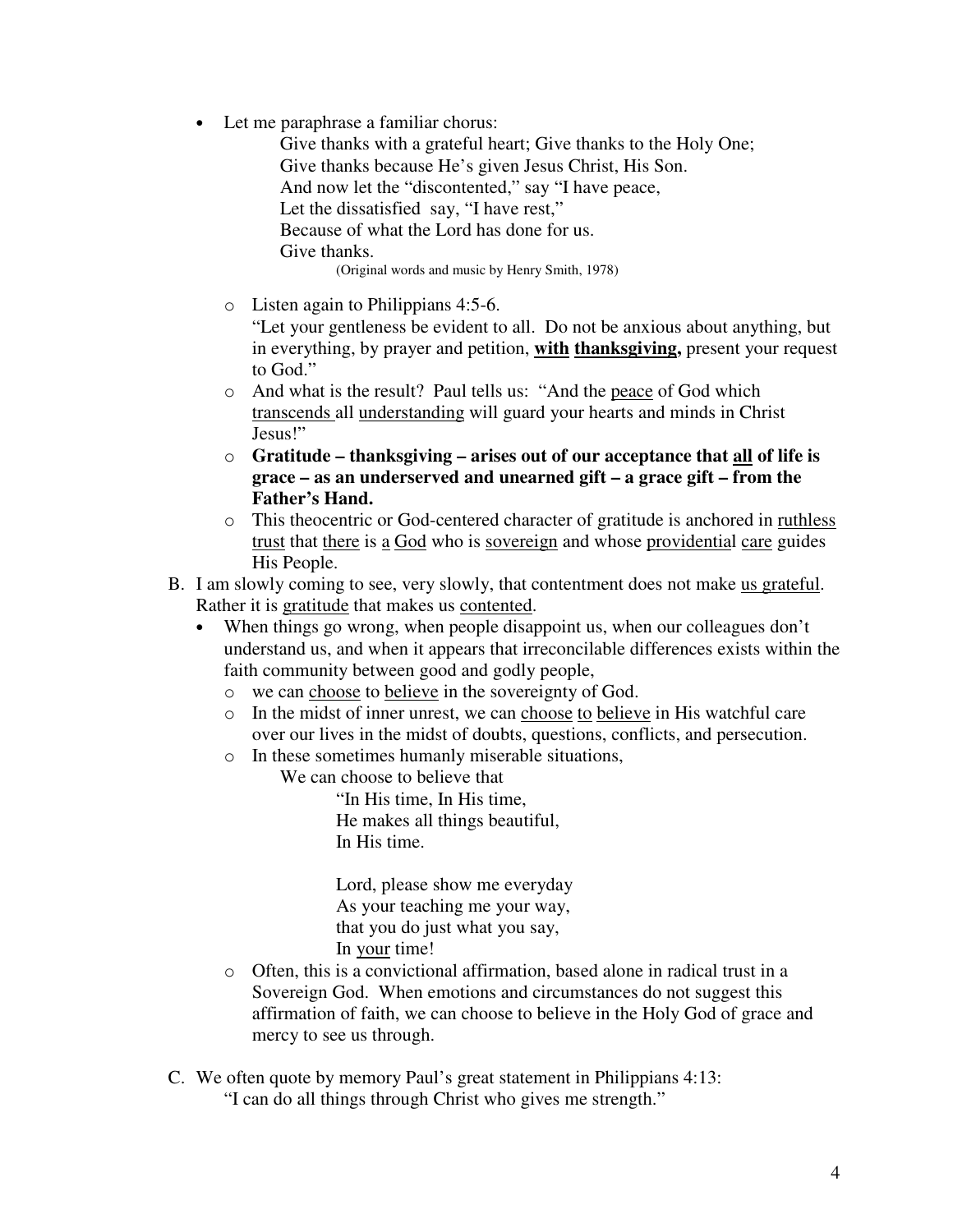- Let me paraphrase a familiar chorus:

  Give thanks with a grateful heart; Give thanks to the Holy One;
  Give thanks because He's given Jesus Christ, His Son.
  And now let the "discontented," say "I have peace,
  Let the dissatisfied say, "I have rest,"
  Because of what the Lord has done for us.
  Give thanks.

  (Original words and music by Henry Smith, 1978)

  - Listen again to Philippians 4:5-6.
    "Let your gentleness be evident to all. Do not be anxious about anything, but in everything, by prayer and petition, **<u>with</u> <u>thanksgiving</u>,** present your request to God."
  - And what is the result? Paul tells us: "And the <u>peace</u> of God which <u>transcends</u> all <u>understanding</u> will guard your hearts and minds in Christ Jesus!"
  - **Gratitude – thanksgiving – arises out of our acceptance that <u>all</u> of life is grace – as an underserved and unearned gift – a grace gift – from the Father's Hand.**
  - This theocentric or God-centered character of gratitude is anchored in <u>ruthless trust</u> that <u>there</u> is <u>a</u> <u>God</u> who is <u>sovereign</u> and whose <u>providential</u> <u>care</u> guides His People.

B. I am slowly coming to see, very slowly, that contentment does not make <u>us grateful</u>. Rather it is <u>gratitude</u> that makes us <u>contented</u>.

- When things go wrong, when people disappoint us, when our colleagues don't understand us, and when it appears that irreconcilable differences exists within the faith community between good and godly people,
  - we can <u>choose</u> to <u>believe</u> in the sovereignty of God.
  - In the midst of inner unrest, we can <u>choose</u> <u>to</u> <u>believe</u> in His watchful care over our lives in the midst of doubts, questions, conflicts, and persecution.
  - In these sometimes humanly miserable situations,

    We can choose to believe that

    "In His time, In His time,
    He makes all things beautiful,
    In His time.

    Lord, please show me everyday
    As your teaching me your way,
    that you do just what you say,
    In <u>your</u> time!
  - Often, this is a convictional affirmation, based alone in radical trust in a Sovereign God. When emotions and circumstances do not suggest this affirmation of faith, we can choose to believe in the Holy God of grace and mercy to see us through.

C. We often quote by memory Paul's great statement in Philippians 4:13:

"I can do all things through Christ who gives me strength."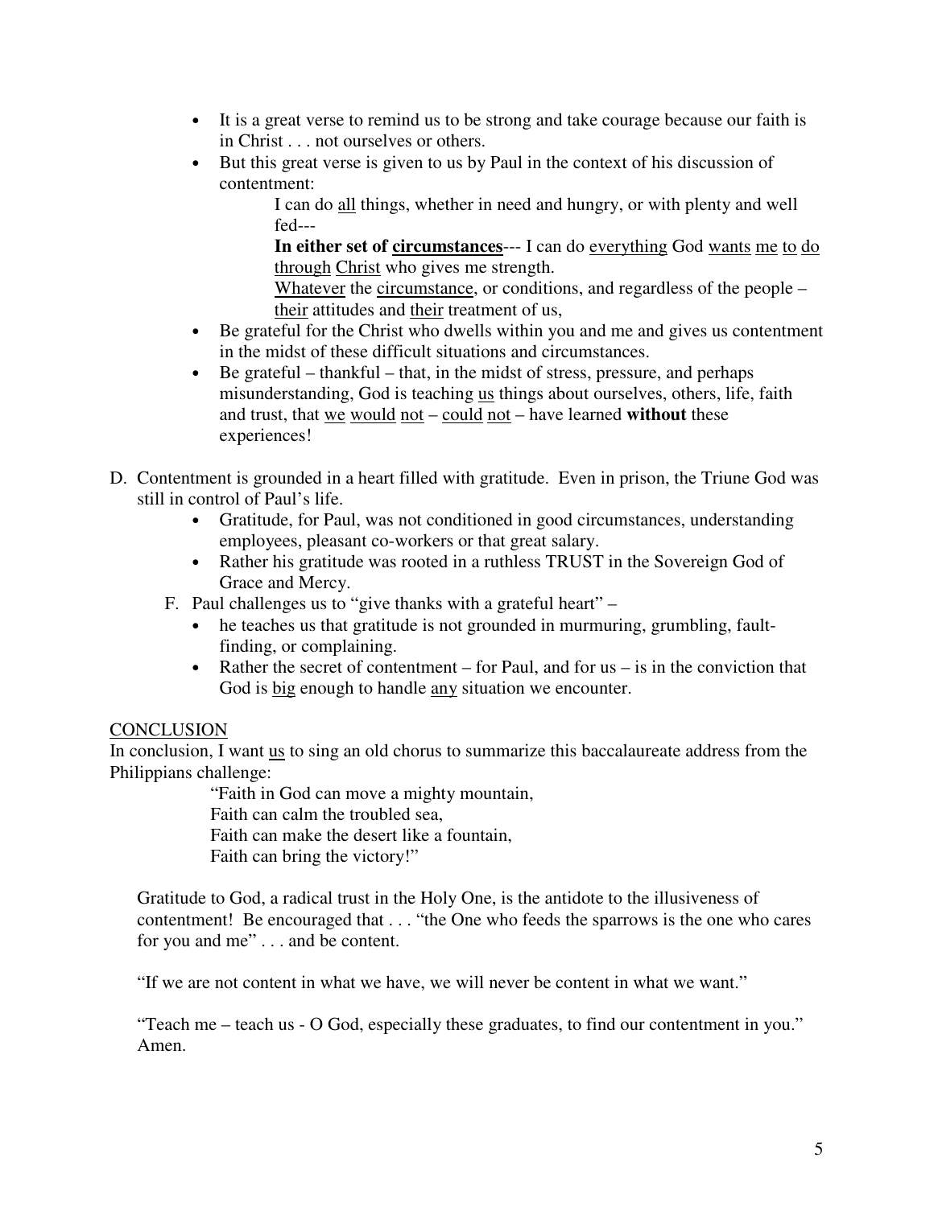- It is a great verse to remind us to be strong and take courage because our faith is in Christ . . . not ourselves or others.
- But this great verse is given to us by Paul in the context of his discussion of contentment:

  I can do <u>all</u> things, whether in need and hungry, or with plenty and well fed---

  **In either set of <u>circumstances</u>**--- I can do <u>everything</u> God <u>wants</u> <u>me</u> <u>to</u> <u>do</u> <u>through</u> <u>Christ</u> who gives me strength.

  <u>Whatever</u> the <u>circumstance</u>, or conditions, and regardless of the people – <u>their</u> attitudes and <u>their</u> treatment of us,

- Be grateful for the Christ who dwells within you and me and gives us contentment in the midst of these difficult situations and circumstances.
- Be grateful – thankful – that, in the midst of stress, pressure, and perhaps misunderstanding, God is teaching <u>us</u> things about ourselves, others, life, faith and trust, that <u>we</u> <u>would</u> <u>not</u> – <u>could</u> <u>not</u> – have learned **without** these experiences!

D. Contentment is grounded in a heart filled with gratitude. Even in prison, the Triune God was still in control of Paul's life.
   - Gratitude, for Paul, was not conditioned in good circumstances, understanding employees, pleasant co-workers or that great salary.
   - Rather his gratitude was rooted in a ruthless TRUST in the Sovereign God of Grace and Mercy.

F. Paul challenges us to "give thanks with a grateful heart" –
   - he teaches us that gratitude is not grounded in murmuring, grumbling, fault-finding, or complaining.
   - Rather the secret of contentment – for Paul, and for us – is in the conviction that God is <u>big</u> enough to handle <u>any</u> situation we encounter.

<u>CONCLUSION</u>

In conclusion, I want <u>us</u> to sing an old chorus to summarize this baccalaureate address from the Philippians challenge:

> "Faith in God can move a mighty mountain,
> Faith can calm the troubled sea,
> Faith can make the desert like a fountain,
> Faith can bring the victory!"

Gratitude to God, a radical trust in the Holy One, is the antidote to the illusiveness of contentment! Be encouraged that . . . "the One who feeds the sparrows is the one who cares for you and me" . . . and be content.

"If we are not content in what we have, we will never be content in what we want."

"Teach me – teach us - O God, especially these graduates, to find our contentment in you." Amen.